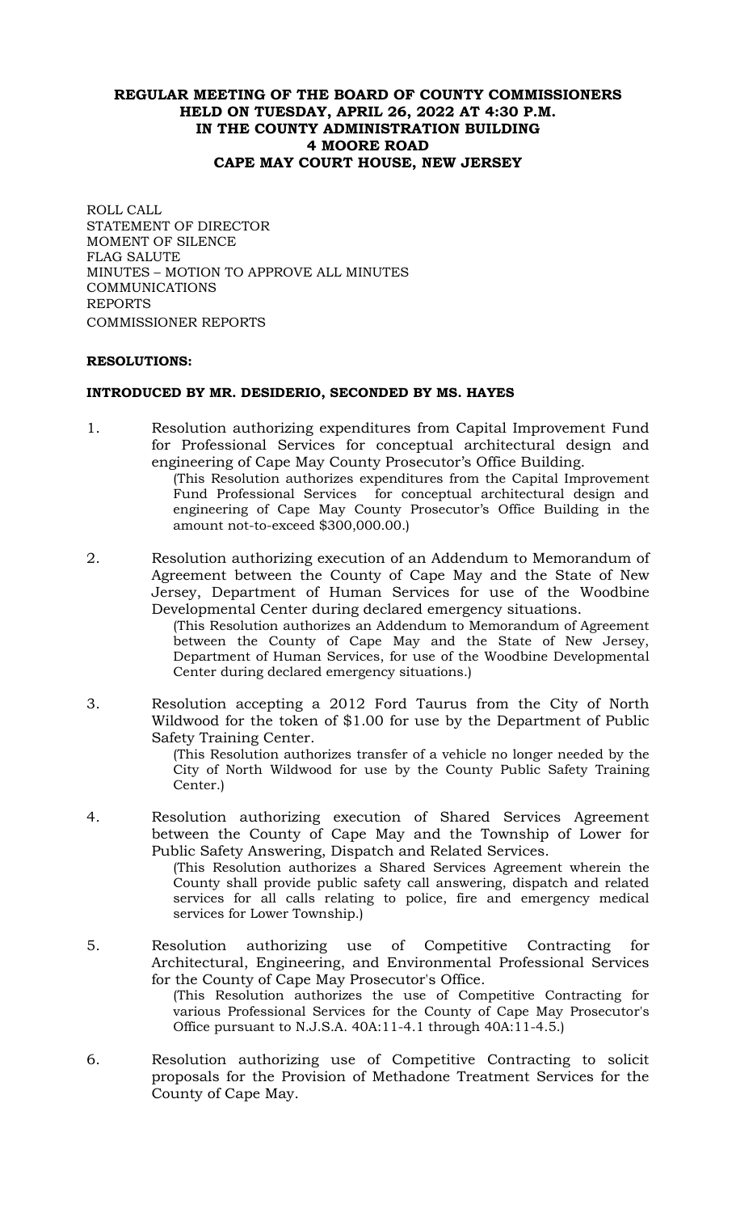**REGULAR MEETING OF THE BOARD OF COUNTY COMMISSIONERS**
**HELD ON TUESDAY, APRIL 26, 2022 AT 4:30 P.M.**
**IN THE COUNTY ADMINISTRATION BUILDING**
**4 MOORE ROAD**
**CAPE MAY COURT HOUSE, NEW JERSEY**

ROLL CALL
STATEMENT OF DIRECTOR
MOMENT OF SILENCE
FLAG SALUTE
MINUTES – MOTION TO APPROVE ALL MINUTES
COMMUNICATIONS
REPORTS
COMMISSIONER REPORTS

**RESOLUTIONS:**

**INTRODUCED BY MR. DESIDERIO, SECONDED BY MS. HAYES**

1. Resolution authorizing expenditures from Capital Improvement Fund for Professional Services for conceptual architectural design and engineering of Cape May County Prosecutor's Office Building.
   (This Resolution authorizes expenditures from the Capital Improvement Fund Professional Services for conceptual architectural design and engineering of Cape May County Prosecutor's Office Building in the amount not-to-exceed $300,000.00.)

2. Resolution authorizing execution of an Addendum to Memorandum of Agreement between the County of Cape May and the State of New Jersey, Department of Human Services for use of the Woodbine Developmental Center during declared emergency situations.
   (This Resolution authorizes an Addendum to Memorandum of Agreement between the County of Cape May and the State of New Jersey, Department of Human Services, for use of the Woodbine Developmental Center during declared emergency situations.)

3. Resolution accepting a 2012 Ford Taurus from the City of North Wildwood for the token of $1.00 for use by the Department of Public Safety Training Center.
   (This Resolution authorizes transfer of a vehicle no longer needed by the City of North Wildwood for use by the County Public Safety Training Center.)

4. Resolution authorizing execution of Shared Services Agreement between the County of Cape May and the Township of Lower for Public Safety Answering, Dispatch and Related Services.
   (This Resolution authorizes a Shared Services Agreement wherein the County shall provide public safety call answering, dispatch and related services for all calls relating to police, fire and emergency medical services for Lower Township.)

5. Resolution authorizing use of Competitive Contracting for Architectural, Engineering, and Environmental Professional Services for the County of Cape May Prosecutor's Office.
   (This Resolution authorizes the use of Competitive Contracting for various Professional Services for the County of Cape May Prosecutor's Office pursuant to N.J.S.A. 40A:11-4.1 through 40A:11-4.5.)

6. Resolution authorizing use of Competitive Contracting to solicit proposals for the Provision of Methadone Treatment Services for the County of Cape May.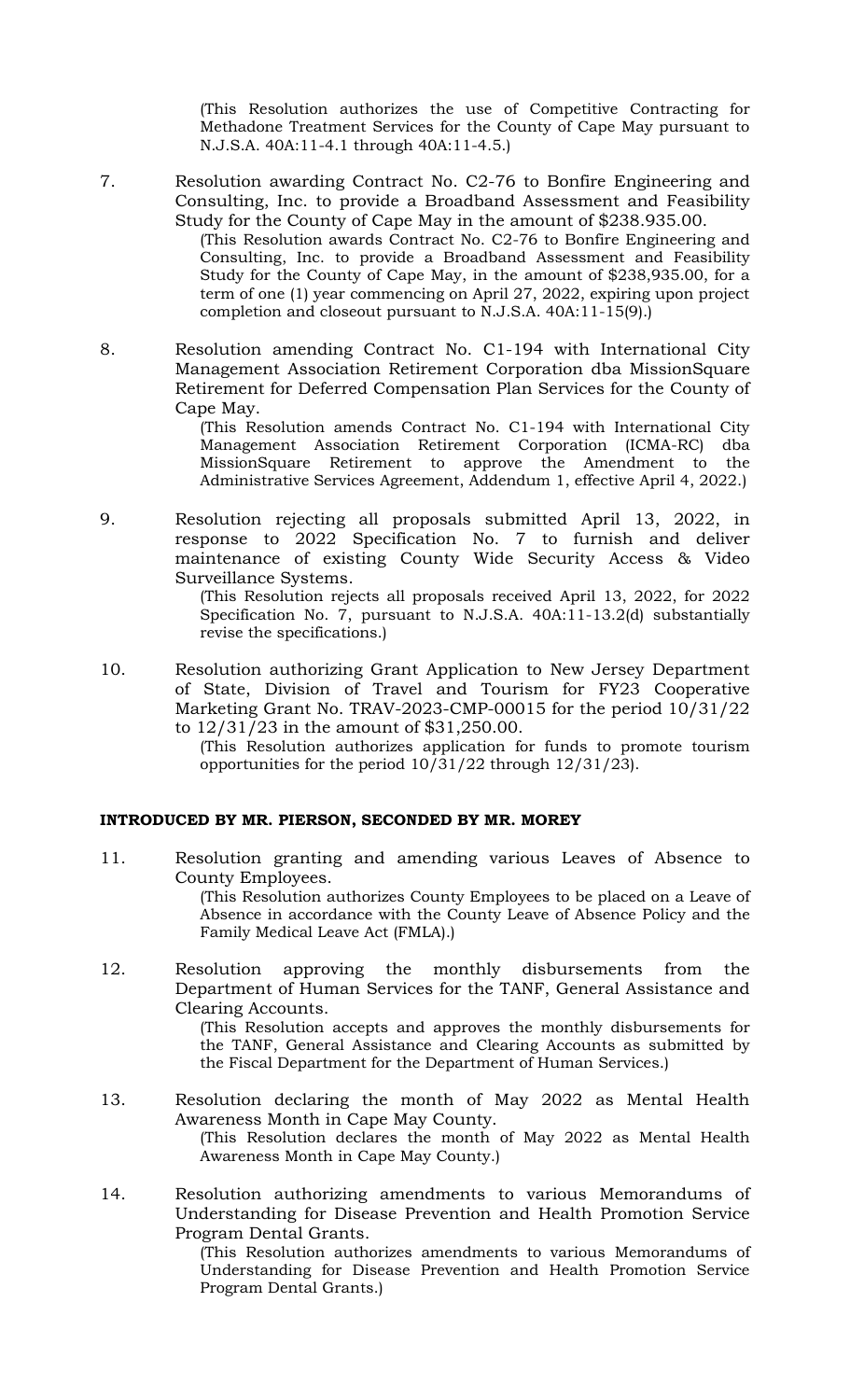(This Resolution authorizes the use of Competitive Contracting for Methadone Treatment Services for the County of Cape May pursuant to N.J.S.A. 40A:11-4.1 through 40A:11-4.5.)

7. Resolution awarding Contract No. C2-76 to Bonfire Engineering and Consulting, Inc. to provide a Broadband Assessment and Feasibility Study for the County of Cape May in the amount of $238.935.00.

   (This Resolution awards Contract No. C2-76 to Bonfire Engineering and Consulting, Inc. to provide a Broadband Assessment and Feasibility Study for the County of Cape May, in the amount of $238,935.00, for a term of one (1) year commencing on April 27, 2022, expiring upon project completion and closeout pursuant to N.J.S.A. 40A:11-15(9).)

8. Resolution amending Contract No. C1-194 with International City Management Association Retirement Corporation dba MissionSquare Retirement for Deferred Compensation Plan Services for the County of Cape May.

   (This Resolution amends Contract No. C1-194 with International City Management Association Retirement Corporation (ICMA-RC) dba MissionSquare Retirement to approve the Amendment to the Administrative Services Agreement, Addendum 1, effective April 4, 2022.)

9. Resolution rejecting all proposals submitted April 13, 2022, in response to 2022 Specification No. 7 to furnish and deliver maintenance of existing County Wide Security Access & Video Surveillance Systems.

   (This Resolution rejects all proposals received April 13, 2022, for 2022 Specification No. 7, pursuant to N.J.S.A. 40A:11-13.2(d) substantially revise the specifications.)

10. Resolution authorizing Grant Application to New Jersey Department of State, Division of Travel and Tourism for FY23 Cooperative Marketing Grant No. TRAV-2023-CMP-00015 for the period 10/31/22 to 12/31/23 in the amount of $31,250.00.

    (This Resolution authorizes application for funds to promote tourism opportunities for the period 10/31/22 through 12/31/23).

**INTRODUCED BY MR. PIERSON, SECONDED BY MR. MOREY**

11. Resolution granting and amending various Leaves of Absence to County Employees.

    (This Resolution authorizes County Employees to be placed on a Leave of Absence in accordance with the County Leave of Absence Policy and the Family Medical Leave Act (FMLA).)

12. Resolution approving the monthly disbursements from the Department of Human Services for the TANF, General Assistance and Clearing Accounts.

    (This Resolution accepts and approves the monthly disbursements for the TANF, General Assistance and Clearing Accounts as submitted by the Fiscal Department for the Department of Human Services.)

13. Resolution declaring the month of May 2022 as Mental Health Awareness Month in Cape May County.

    (This Resolution declares the month of May 2022 as Mental Health Awareness Month in Cape May County.)

14. Resolution authorizing amendments to various Memorandums of Understanding for Disease Prevention and Health Promotion Service Program Dental Grants.

    (This Resolution authorizes amendments to various Memorandums of Understanding for Disease Prevention and Health Promotion Service Program Dental Grants.)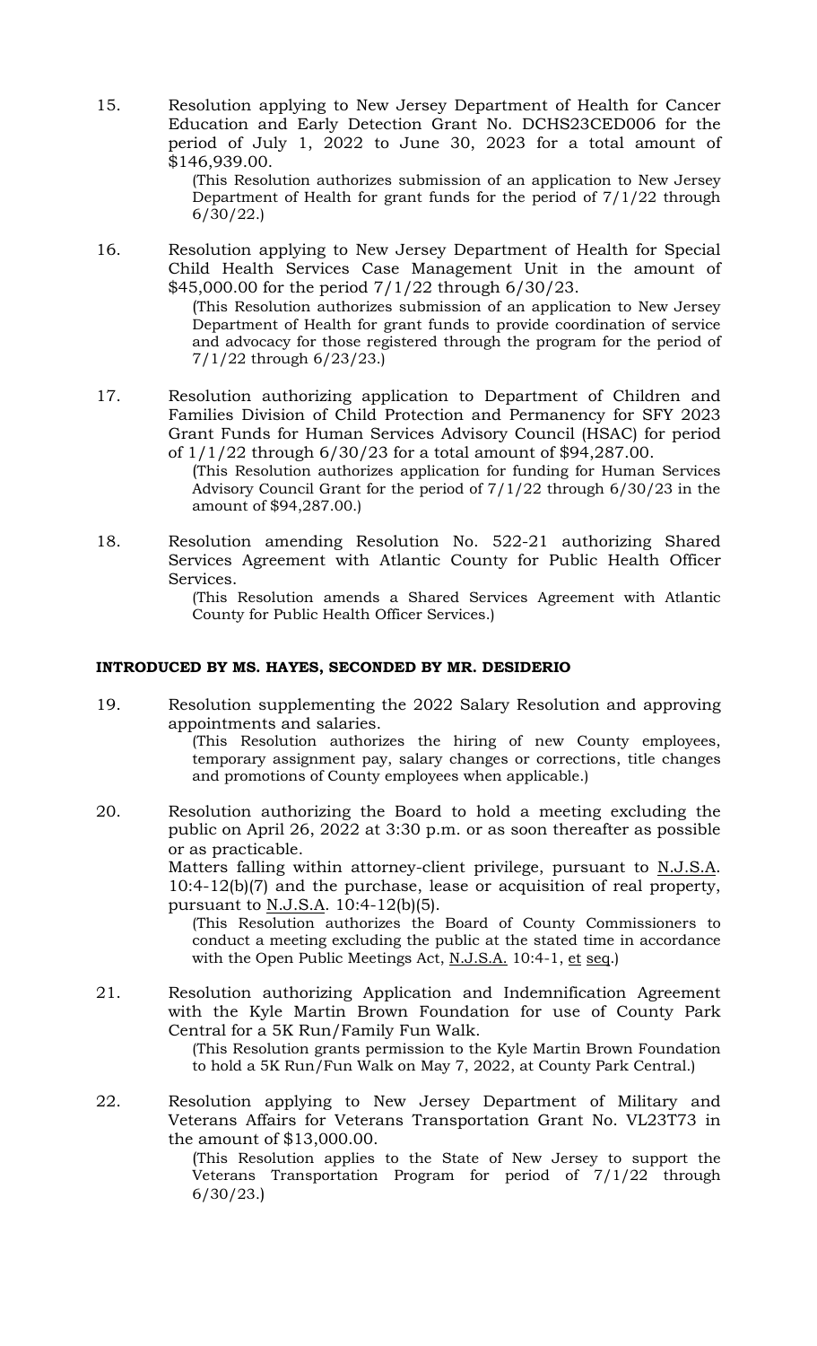15. Resolution applying to New Jersey Department of Health for Cancer Education and Early Detection Grant No. DCHS23CED006 for the period of July 1, 2022 to June 30, 2023 for a total amount of $146,939.00.

    (This Resolution authorizes submission of an application to New Jersey Department of Health for grant funds for the period of 7/1/22 through 6/30/22.)

16. Resolution applying to New Jersey Department of Health for Special Child Health Services Case Management Unit in the amount of $45,000.00 for the period 7/1/22 through 6/30/23.

    (This Resolution authorizes submission of an application to New Jersey Department of Health for grant funds to provide coordination of service and advocacy for those registered through the program for the period of 7/1/22 through 6/23/23.)

17. Resolution authorizing application to Department of Children and Families Division of Child Protection and Permanency for SFY 2023 Grant Funds for Human Services Advisory Council (HSAC) for period of 1/1/22 through 6/30/23 for a total amount of $94,287.00.

    (This Resolution authorizes application for funding for Human Services Advisory Council Grant for the period of 7/1/22 through 6/30/23 in the amount of $94,287.00.)

18. Resolution amending Resolution No. 522-21 authorizing Shared Services Agreement with Atlantic County for Public Health Officer Services.

    (This Resolution amends a Shared Services Agreement with Atlantic County for Public Health Officer Services.)

**INTRODUCED BY MS. HAYES, SECONDED BY MR. DESIDERIO**

19. Resolution supplementing the 2022 Salary Resolution and approving appointments and salaries.

    (This Resolution authorizes the hiring of new County employees, temporary assignment pay, salary changes or corrections, title changes and promotions of County employees when applicable.)

20. Resolution authorizing the Board to hold a meeting excluding the public on April 26, 2022 at 3:30 p.m. or as soon thereafter as possible or as practicable.

    Matters falling within attorney-client privilege, pursuant to N.J.S.A. 10:4-12(b)(7) and the purchase, lease or acquisition of real property, pursuant to N.J.S.A. 10:4-12(b)(5).

    (This Resolution authorizes the Board of County Commissioners to conduct a meeting excluding the public at the stated time in accordance with the Open Public Meetings Act, N.J.S.A. 10:4-1, et seq.)

21. Resolution authorizing Application and Indemnification Agreement with the Kyle Martin Brown Foundation for use of County Park Central for a 5K Run/Family Fun Walk.

    (This Resolution grants permission to the Kyle Martin Brown Foundation to hold a 5K Run/Fun Walk on May 7, 2022, at County Park Central.)

22. Resolution applying to New Jersey Department of Military and Veterans Affairs for Veterans Transportation Grant No. VL23T73 in the amount of $13,000.00.

    (This Resolution applies to the State of New Jersey to support the Veterans Transportation Program for period of 7/1/22 through 6/30/23.)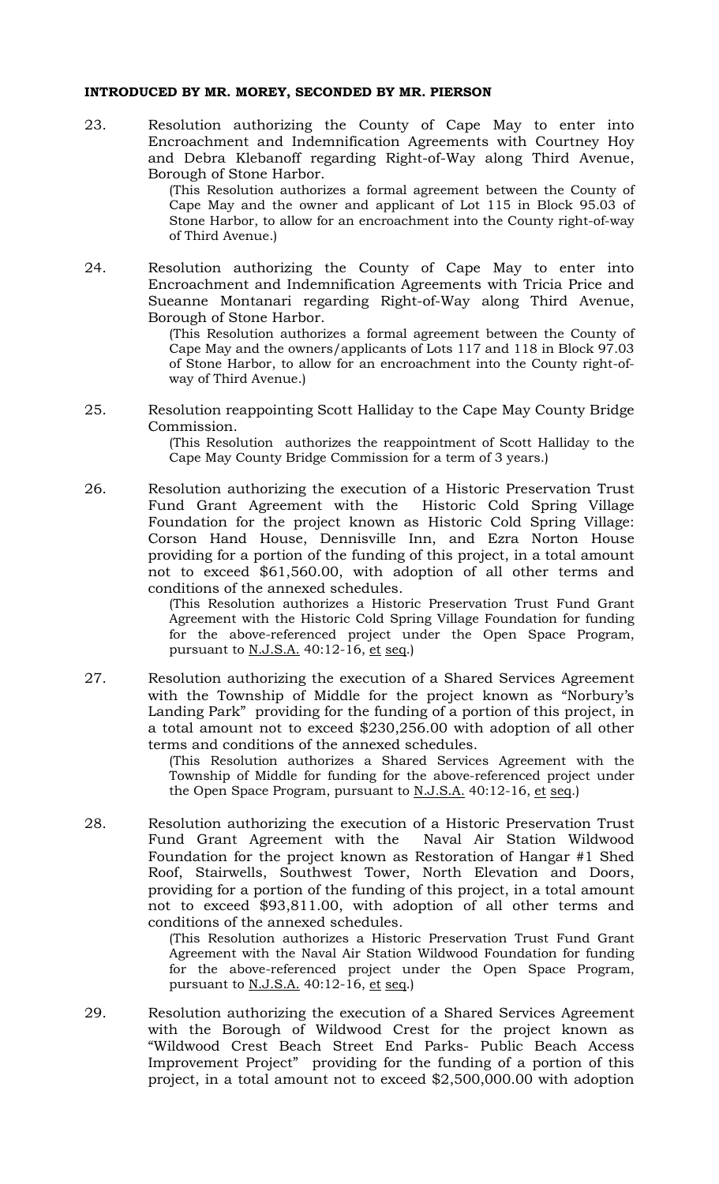**INTRODUCED BY MR. MOREY, SECONDED BY MR. PIERSON**

23. Resolution authorizing the County of Cape May to enter into Encroachment and Indemnification Agreements with Courtney Hoy and Debra Klebanoff regarding Right-of-Way along Third Avenue, Borough of Stone Harbor.

    (This Resolution authorizes a formal agreement between the County of Cape May and the owner and applicant of Lot 115 in Block 95.03 of Stone Harbor, to allow for an encroachment into the County right-of-way of Third Avenue.)

24. Resolution authorizing the County of Cape May to enter into Encroachment and Indemnification Agreements with Tricia Price and Sueanne Montanari regarding Right-of-Way along Third Avenue, Borough of Stone Harbor.

    (This Resolution authorizes a formal agreement between the County of Cape May and the owners/applicants of Lots 117 and 118 in Block 97.03 of Stone Harbor, to allow for an encroachment into the County right-of-way of Third Avenue.)

25. Resolution reappointing Scott Halliday to the Cape May County Bridge Commission.

    (This Resolution authorizes the reappointment of Scott Halliday to the Cape May County Bridge Commission for a term of 3 years.)

26. Resolution authorizing the execution of a Historic Preservation Trust Fund Grant Agreement with the Historic Cold Spring Village Foundation for the project known as Historic Cold Spring Village: Corson Hand House, Dennisville Inn, and Ezra Norton House providing for a portion of the funding of this project, in a total amount not to exceed $61,560.00, with adoption of all other terms and conditions of the annexed schedules.

    (This Resolution authorizes a Historic Preservation Trust Fund Grant Agreement with the Historic Cold Spring Village Foundation for funding for the above-referenced project under the Open Space Program, pursuant to N.J.S.A. 40:12-16, et seq.)

27. Resolution authorizing the execution of a Shared Services Agreement with the Township of Middle for the project known as "Norbury's Landing Park" providing for the funding of a portion of this project, in a total amount not to exceed $230,256.00 with adoption of all other terms and conditions of the annexed schedules.

    (This Resolution authorizes a Shared Services Agreement with the Township of Middle for funding for the above-referenced project under the Open Space Program, pursuant to N.J.S.A. 40:12-16, et seq.)

28. Resolution authorizing the execution of a Historic Preservation Trust Fund Grant Agreement with the Naval Air Station Wildwood Foundation for the project known as Restoration of Hangar #1 Shed Roof, Stairwells, Southwest Tower, North Elevation and Doors, providing for a portion of the funding of this project, in a total amount not to exceed $93,811.00, with adoption of all other terms and conditions of the annexed schedules.

    (This Resolution authorizes a Historic Preservation Trust Fund Grant Agreement with the Naval Air Station Wildwood Foundation for funding for the above-referenced project under the Open Space Program, pursuant to N.J.S.A. 40:12-16, et seq.)

29. Resolution authorizing the execution of a Shared Services Agreement with the Borough of Wildwood Crest for the project known as "Wildwood Crest Beach Street End Parks- Public Beach Access Improvement Project" providing for the funding of a portion of this project, in a total amount not to exceed $2,500,000.00 with adoption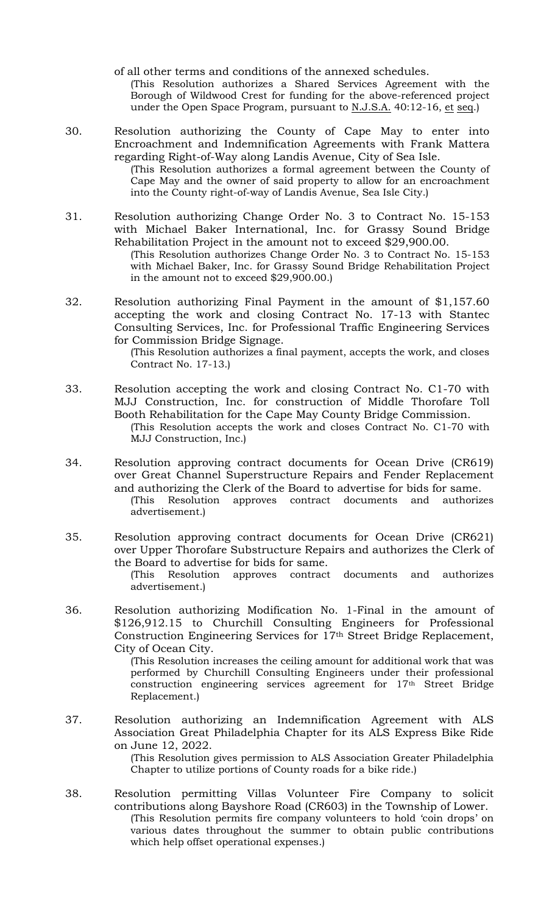of all other terms and conditions of the annexed schedules.

(This Resolution authorizes a Shared Services Agreement with the Borough of Wildwood Crest for funding for the above-referenced project under the Open Space Program, pursuant to N.J.S.A. 40:12-16, et seq.)

30. Resolution authorizing the County of Cape May to enter into Encroachment and Indemnification Agreements with Frank Mattera regarding Right-of-Way along Landis Avenue, City of Sea Isle.

    (This Resolution authorizes a formal agreement between the County of Cape May and the owner of said property to allow for an encroachment into the County right-of-way of Landis Avenue, Sea Isle City.)

31. Resolution authorizing Change Order No. 3 to Contract No. 15-153 with Michael Baker International, Inc. for Grassy Sound Bridge Rehabilitation Project in the amount not to exceed $29,900.00.

    (This Resolution authorizes Change Order No. 3 to Contract No. 15-153 with Michael Baker, Inc. for Grassy Sound Bridge Rehabilitation Project in the amount not to exceed $29,900.00.)

32. Resolution authorizing Final Payment in the amount of $1,157.60 accepting the work and closing Contract No. 17-13 with Stantec Consulting Services, Inc. for Professional Traffic Engineering Services for Commission Bridge Signage.

    (This Resolution authorizes a final payment, accepts the work, and closes Contract No. 17-13.)

33. Resolution accepting the work and closing Contract No. C1-70 with MJJ Construction, Inc. for construction of Middle Thorofare Toll Booth Rehabilitation for the Cape May County Bridge Commission.

    (This Resolution accepts the work and closes Contract No. C1-70 with MJJ Construction, Inc.)

34. Resolution approving contract documents for Ocean Drive (CR619) over Great Channel Superstructure Repairs and Fender Replacement and authorizing the Clerk of the Board to advertise for bids for same.

    (This Resolution approves contract documents and authorizes advertisement.)

35. Resolution approving contract documents for Ocean Drive (CR621) over Upper Thorofare Substructure Repairs and authorizes the Clerk of the Board to advertise for bids for same.

    (This Resolution approves contract documents and authorizes advertisement.)

36. Resolution authorizing Modification No. 1-Final in the amount of $126,912.15 to Churchill Consulting Engineers for Professional Construction Engineering Services for 17th Street Bridge Replacement, City of Ocean City.

    (This Resolution increases the ceiling amount for additional work that was performed by Churchill Consulting Engineers under their professional construction engineering services agreement for 17th Street Bridge Replacement.)

37. Resolution authorizing an Indemnification Agreement with ALS Association Great Philadelphia Chapter for its ALS Express Bike Ride on June 12, 2022.

    (This Resolution gives permission to ALS Association Greater Philadelphia Chapter to utilize portions of County roads for a bike ride.)

38. Resolution permitting Villas Volunteer Fire Company to solicit contributions along Bayshore Road (CR603) in the Township of Lower.

    (This Resolution permits fire company volunteers to hold 'coin drops' on various dates throughout the summer to obtain public contributions which help offset operational expenses.)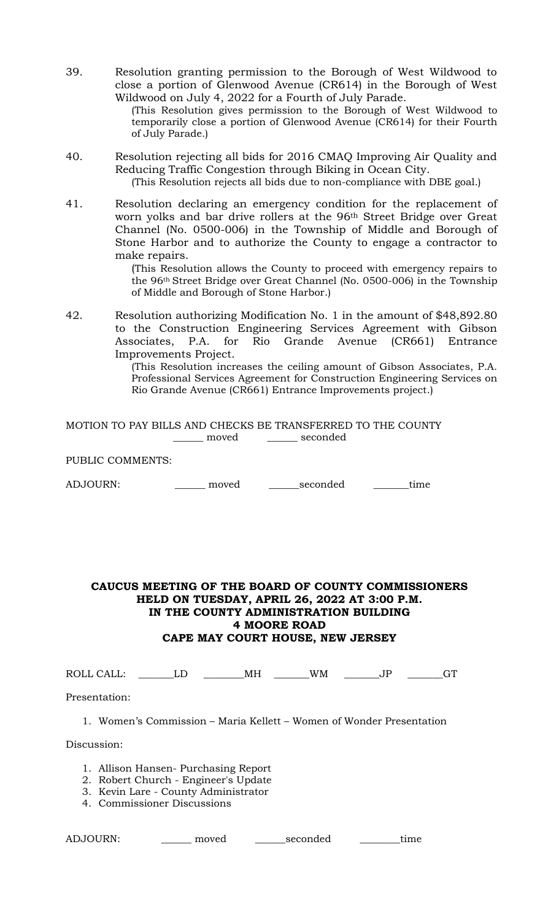39. Resolution granting permission to the Borough of West Wildwood to close a portion of Glenwood Avenue (CR614) in the Borough of West Wildwood on July 4, 2022 for a Fourth of July Parade.
    (This Resolution gives permission to the Borough of West Wildwood to temporarily close a portion of Glenwood Avenue (CR614) for their Fourth of July Parade.)

40. Resolution rejecting all bids for 2016 CMAQ Improving Air Quality and Reducing Traffic Congestion through Biking in Ocean City.
    (This Resolution rejects all bids due to non-compliance with DBE goal.)

41. Resolution declaring an emergency condition for the replacement of worn yolks and bar drive rollers at the 96th Street Bridge over Great Channel (No. 0500-006) in the Township of Middle and Borough of Stone Harbor and to authorize the County to engage a contractor to make repairs.
    (This Resolution allows the County to proceed with emergency repairs to the 96th Street Bridge over Great Channel (No. 0500-006) in the Township of Middle and Borough of Stone Harbor.)

42. Resolution authorizing Modification No. 1 in the amount of $48,892.80 to the Construction Engineering Services Agreement with Gibson Associates, P.A. for Rio Grande Avenue (CR661) Entrance Improvements Project.
    (This Resolution increases the ceiling amount of Gibson Associates, P.A. Professional Services Agreement for Construction Engineering Services on Rio Grande Avenue (CR661) Entrance Improvements project.)

MOTION TO PAY BILLS AND CHECKS BE TRANSFERRED TO THE COUNTY
______ moved ______ seconded

PUBLIC COMMENTS:

ADJOURN: ______ moved ______seconded _______time

**CAUCUS MEETING OF THE BOARD OF COUNTY COMMISSIONERS**
**HELD ON TUESDAY, APRIL 26, 2022 AT 3:00 P.M.**
**IN THE COUNTY ADMINISTRATION BUILDING**
**4 MOORE ROAD**
**CAPE MAY COURT HOUSE, NEW JERSEY**

ROLL CALL: _______LD ________MH _______WM _______JP _______GT

Presentation:

1. Women's Commission – Maria Kellett – Women of Wonder Presentation

Discussion:

1. Allison Hansen- Purchasing Report
2. Robert Church - Engineer's Update
3. Kevin Lare - County Administrator
4. Commissioner Discussions

ADJOURN: ______ moved ______seconded ________time